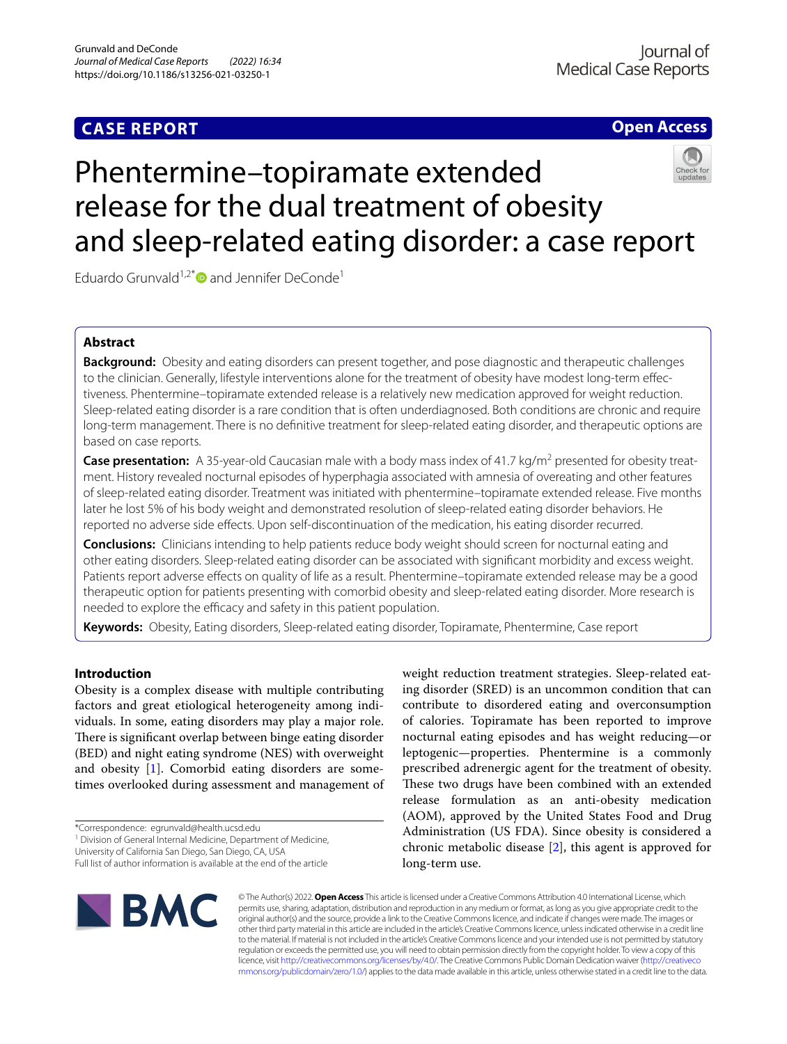CASE REPORT

Open Access

# Phentermine–topiramate extended release for the dual treatment of obesity and sleep-related eating disorder: a case report

Eduardo Grunvald[1,2*] and Jennifer DeConde[1]

## Abstract

**Background:** Obesity and eating disorders can present together, and pose diagnostic and therapeutic challenges to the clinician. Generally, lifestyle interventions alone for the treatment of obesity have modest long-term effectiveness. Phentermine–topiramate extended release is a relatively new medication approved for weight reduction. Sleep-related eating disorder is a rare condition that is often underdiagnosed. Both conditions are chronic and require long-term management. There is no definitive treatment for sleep-related eating disorder, and therapeutic options are based on case reports.

**Case presentation:** A 35-year-old Caucasian male with a body mass index of 41.7 kg/m$^2$ presented for obesity treatment. History revealed nocturnal episodes of hyperphagia associated with amnesia of overeating and other features of sleep-related eating disorder. Treatment was initiated with phentermine–topiramate extended release. Five months later he lost 5% of his body weight and demonstrated resolution of sleep-related eating disorder behaviors. He reported no adverse side effects. Upon self-discontinuation of the medication, his eating disorder recurred.

**Conclusions:** Clinicians intending to help patients reduce body weight should screen for nocturnal eating and other eating disorders. Sleep-related eating disorder can be associated with significant morbidity and excess weight. Patients report adverse effects on quality of life as a result. Phentermine–topiramate extended release may be a good therapeutic option for patients presenting with comorbid obesity and sleep-related eating disorder. More research is needed to explore the efficacy and safety in this patient population.

**Keywords:** Obesity, Eating disorders, Sleep-related eating disorder, Topiramate, Phentermine, Case report

## Introduction

Obesity is a complex disease with multiple contributing factors and great etiological heterogeneity among individuals. In some, eating disorders may play a major role. There is significant overlap between binge eating disorder (BED) and night eating syndrome (NES) with overweight and obesity [1]. Comorbid eating disorders are sometimes overlooked during assessment and management of weight reduction treatment strategies. Sleep-related eating disorder (SRED) is an uncommon condition that can contribute to disordered eating and overconsumption of calories. Topiramate has been reported to improve nocturnal eating episodes and has weight reducing—or leptogenic—properties. Phentermine is a commonly prescribed adrenergic agent for the treatment of obesity. These two drugs have been combined with an extended release formulation as an anti-obesity medication (AOM), approved by the United States Food and Drug Administration (US FDA). Since obesity is considered a chronic metabolic disease [2], this agent is approved for long-term use.

*Correspondence: egrunvald@health.ucsd.edu
[1] Division of General Internal Medicine, Department of Medicine, University of California San Diego, San Diego, CA, USA
Full list of author information is available at the end of the article

© The Author(s) 2022. **Open Access** This article is licensed under a Creative Commons Attribution 4.0 International License, which permits use, sharing, adaptation, distribution and reproduction in any medium or format, as long as you give appropriate credit to the original author(s) and the source, provide a link to the Creative Commons licence, and indicate if changes were made. The images or other third party material in this article are included in the article's Creative Commons licence, unless indicated otherwise in a credit line to the material. If material is not included in the article's Creative Commons licence and your intended use is not permitted by statutory regulation or exceeds the permitted use, you will need to obtain permission directly from the copyright holder. To view a copy of this licence, visit http://creativecommons.org/licenses/by/4.0/. The Creative Commons Public Domain Dedication waiver (http://creativecommons.org/publicdomain/zero/1.0/) applies to the data made available in this article, unless otherwise stated in a credit line to the data.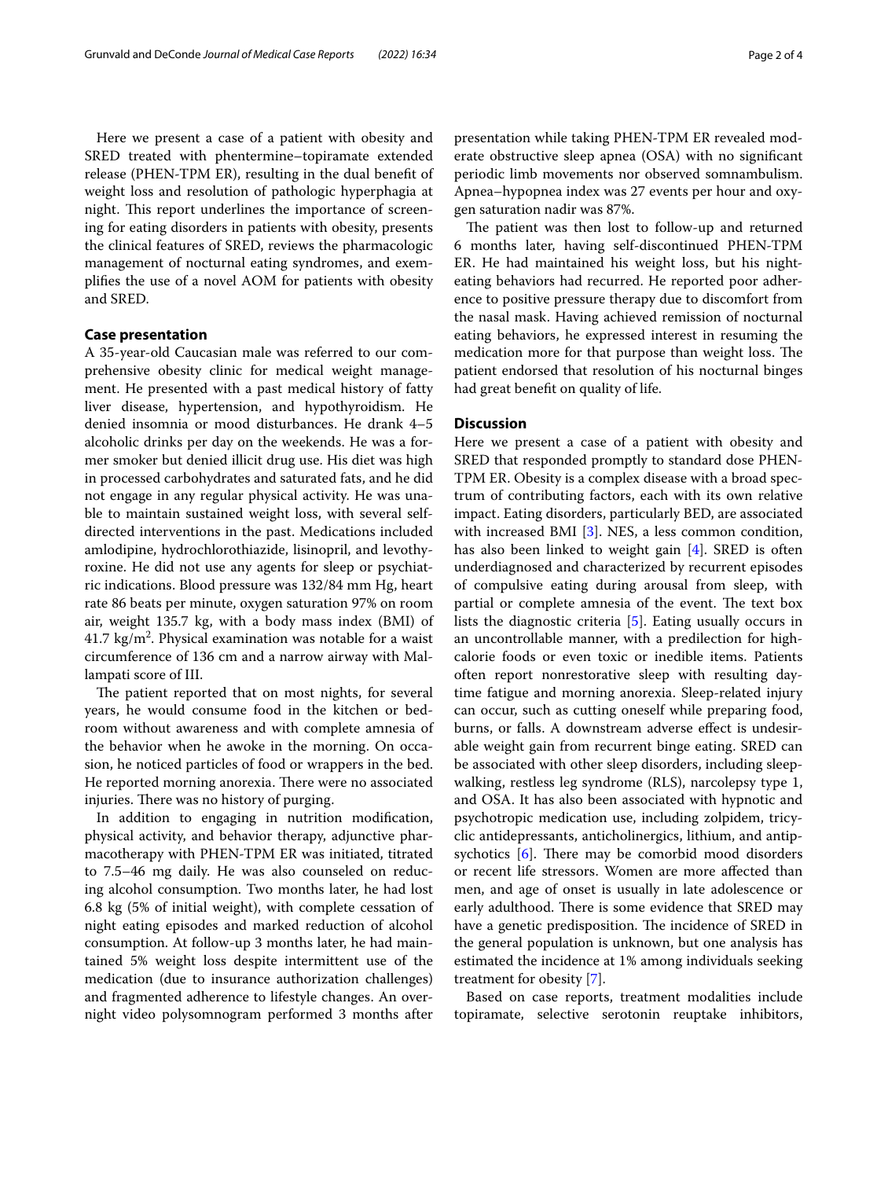Here we present a case of a patient with obesity and SRED treated with phentermine–topiramate extended release (PHEN-TPM ER), resulting in the dual benefit of weight loss and resolution of pathologic hyperphagia at night. This report underlines the importance of screening for eating disorders in patients with obesity, presents the clinical features of SRED, reviews the pharmacologic management of nocturnal eating syndromes, and exemplifies the use of a novel AOM for patients with obesity and SRED.

## Case presentation

A 35-year-old Caucasian male was referred to our comprehensive obesity clinic for medical weight management. He presented with a past medical history of fatty liver disease, hypertension, and hypothyroidism. He denied insomnia or mood disturbances. He drank 4–5 alcoholic drinks per day on the weekends. He was a former smoker but denied illicit drug use. His diet was high in processed carbohydrates and saturated fats, and he did not engage in any regular physical activity. He was unable to maintain sustained weight loss, with several self-directed interventions in the past. Medications included amlodipine, hydrochlorothiazide, lisinopril, and levothyroxine. He did not use any agents for sleep or psychiatric indications. Blood pressure was 132/84 mm Hg, heart rate 86 beats per minute, oxygen saturation 97% on room air, weight 135.7 kg, with a body mass index (BMI) of 41.7 $kg/m^2$. Physical examination was notable for a waist circumference of 136 cm and a narrow airway with Mallampati score of III.

The patient reported that on most nights, for several years, he would consume food in the kitchen or bedroom without awareness and with complete amnesia of the behavior when he awoke in the morning. On occasion, he noticed particles of food or wrappers in the bed. He reported morning anorexia. There were no associated injuries. There was no history of purging.

In addition to engaging in nutrition modification, physical activity, and behavior therapy, adjunctive pharmacotherapy with PHEN-TPM ER was initiated, titrated to 7.5–46 mg daily. He was also counseled on reducing alcohol consumption. Two months later, he had lost 6.8 kg (5% of initial weight), with complete cessation of night eating episodes and marked reduction of alcohol consumption. At follow-up 3 months later, he had maintained 5% weight loss despite intermittent use of the medication (due to insurance authorization challenges) and fragmented adherence to lifestyle changes. An overnight video polysomnogram performed 3 months after presentation while taking PHEN-TPM ER revealed moderate obstructive sleep apnea (OSA) with no significant periodic limb movements nor observed somnambulism. Apnea–hypopnea index was 27 events per hour and oxygen saturation nadir was 87%.

The patient was then lost to follow-up and returned 6 months later, having self-discontinued PHEN-TPM ER. He had maintained his weight loss, but his night-eating behaviors had recurred. He reported poor adherence to positive pressure therapy due to discomfort from the nasal mask. Having achieved remission of nocturnal eating behaviors, he expressed interest in resuming the medication more for that purpose than weight loss. The patient endorsed that resolution of his nocturnal binges had great benefit on quality of life.

## Discussion

Here we present a case of a patient with obesity and SRED that responded promptly to standard dose PHEN-TPM ER. Obesity is a complex disease with a broad spectrum of contributing factors, each with its own relative impact. Eating disorders, particularly BED, are associated with increased BMI [3]. NES, a less common condition, has also been linked to weight gain [4]. SRED is often underdiagnosed and characterized by recurrent episodes of compulsive eating during arousal from sleep, with partial or complete amnesia of the event. The text box lists the diagnostic criteria [5]. Eating usually occurs in an uncontrollable manner, with a predilection for high-calorie foods or even toxic or inedible items. Patients often report nonrestorative sleep with resulting daytime fatigue and morning anorexia. Sleep-related injury can occur, such as cutting oneself while preparing food, burns, or falls. A downstream adverse effect is undesirable weight gain from recurrent binge eating. SRED can be associated with other sleep disorders, including sleepwalking, restless leg syndrome (RLS), narcolepsy type 1, and OSA. It has also been associated with hypnotic and psychotropic medication use, including zolpidem, tricyclic antidepressants, anticholinergics, lithium, and antipsychotics [6]. There may be comorbid mood disorders or recent life stressors. Women are more affected than men, and age of onset is usually in late adolescence or early adulthood. There is some evidence that SRED may have a genetic predisposition. The incidence of SRED in the general population is unknown, but one analysis has estimated the incidence at 1% among individuals seeking treatment for obesity [7].

Based on case reports, treatment modalities include topiramate, selective serotonin reuptake inhibitors,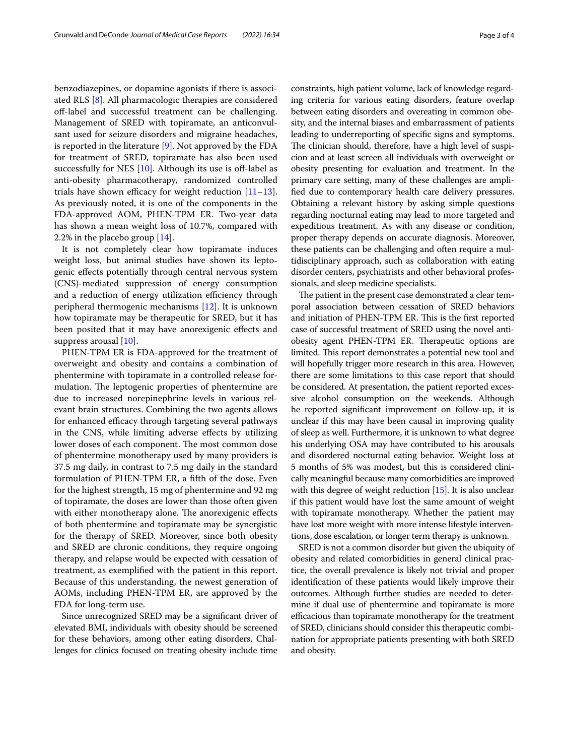benzodiazepines, or dopamine agonists if there is associated RLS [8]. All pharmacologic therapies are considered off-label and successful treatment can be challenging. Management of SRED with topiramate, an anticonvulsant used for seizure disorders and migraine headaches, is reported in the literature [9]. Not approved by the FDA for treatment of SRED, topiramate has also been used successfully for NES [10]. Although its use is off-label as anti-obesity pharmacotherapy, randomized controlled trials have shown efficacy for weight reduction [11–13]. As previously noted, it is one of the components in the FDA-approved AOM, PHEN-TPM ER. Two-year data has shown a mean weight loss of 10.7%, compared with 2.2% in the placebo group [14].

It is not completely clear how topiramate induces weight loss, but animal studies have shown its leptogenic effects potentially through central nervous system (CNS)-mediated suppression of energy consumption and a reduction of energy utilization efficiency through peripheral thermogenic mechanisms [12]. It is unknown how topiramate may be therapeutic for SRED, but it has been posited that it may have anorexigenic effects and suppress arousal [10].

PHEN-TPM ER is FDA-approved for the treatment of overweight and obesity and contains a combination of phentermine with topiramate in a controlled release formulation. The leptogenic properties of phentermine are due to increased norepinephrine levels in various relevant brain structures. Combining the two agents allows for enhanced efficacy through targeting several pathways in the CNS, while limiting adverse effects by utilizing lower doses of each component. The most common dose of phentermine monotherapy used by many providers is 37.5 mg daily, in contrast to 7.5 mg daily in the standard formulation of PHEN-TPM ER, a fifth of the dose. Even for the highest strength, 15 mg of phentermine and 92 mg of topiramate, the doses are lower than those often given with either monotherapy alone. The anorexigenic effects of both phentermine and topiramate may be synergistic for the therapy of SRED. Moreover, since both obesity and SRED are chronic conditions, they require ongoing therapy, and relapse would be expected with cessation of treatment, as exemplified with the patient in this report. Because of this understanding, the newest generation of AOMs, including PHEN-TPM ER, are approved by the FDA for long-term use.

Since unrecognized SRED may be a significant driver of elevated BMI, individuals with obesity should be screened for these behaviors, among other eating disorders. Challenges for clinics focused on treating obesity include time constraints, high patient volume, lack of knowledge regarding criteria for various eating disorders, feature overlap between eating disorders and overeating in common obesity, and the internal biases and embarrassment of patients leading to underreporting of specific signs and symptoms. The clinician should, therefore, have a high level of suspicion and at least screen all individuals with overweight or obesity presenting for evaluation and treatment. In the primary care setting, many of these challenges are amplified due to contemporary health care delivery pressures. Obtaining a relevant history by asking simple questions regarding nocturnal eating may lead to more targeted and expeditious treatment. As with any disease or condition, proper therapy depends on accurate diagnosis. Moreover, these patients can be challenging and often require a multidisciplinary approach, such as collaboration with eating disorder centers, psychiatrists and other behavioral professionals, and sleep medicine specialists.

The patient in the present case demonstrated a clear temporal association between cessation of SRED behaviors and initiation of PHEN-TPM ER. This is the first reported case of successful treatment of SRED using the novel anti-obesity agent PHEN-TPM ER. Therapeutic options are limited. This report demonstrates a potential new tool and will hopefully trigger more research in this area. However, there are some limitations to this case report that should be considered. At presentation, the patient reported excessive alcohol consumption on the weekends. Although he reported significant improvement on follow-up, it is unclear if this may have been causal in improving quality of sleep as well. Furthermore, it is unknown to what degree his underlying OSA may have contributed to his arousals and disordered nocturnal eating behavior. Weight loss at 5 months of 5% was modest, but this is considered clinically meaningful because many comorbidities are improved with this degree of weight reduction [15]. It is also unclear if this patient would have lost the same amount of weight with topiramate monotherapy. Whether the patient may have lost more weight with more intense lifestyle interventions, dose escalation, or longer term therapy is unknown.

SRED is not a common disorder but given the ubiquity of obesity and related comorbidities in general clinical practice, the overall prevalence is likely not trivial and proper identification of these patients would likely improve their outcomes. Although further studies are needed to determine if dual use of phentermine and topiramate is more efficacious than topiramate monotherapy for the treatment of SRED, clinicians should consider this therapeutic combination for appropriate patients presenting with both SRED and obesity.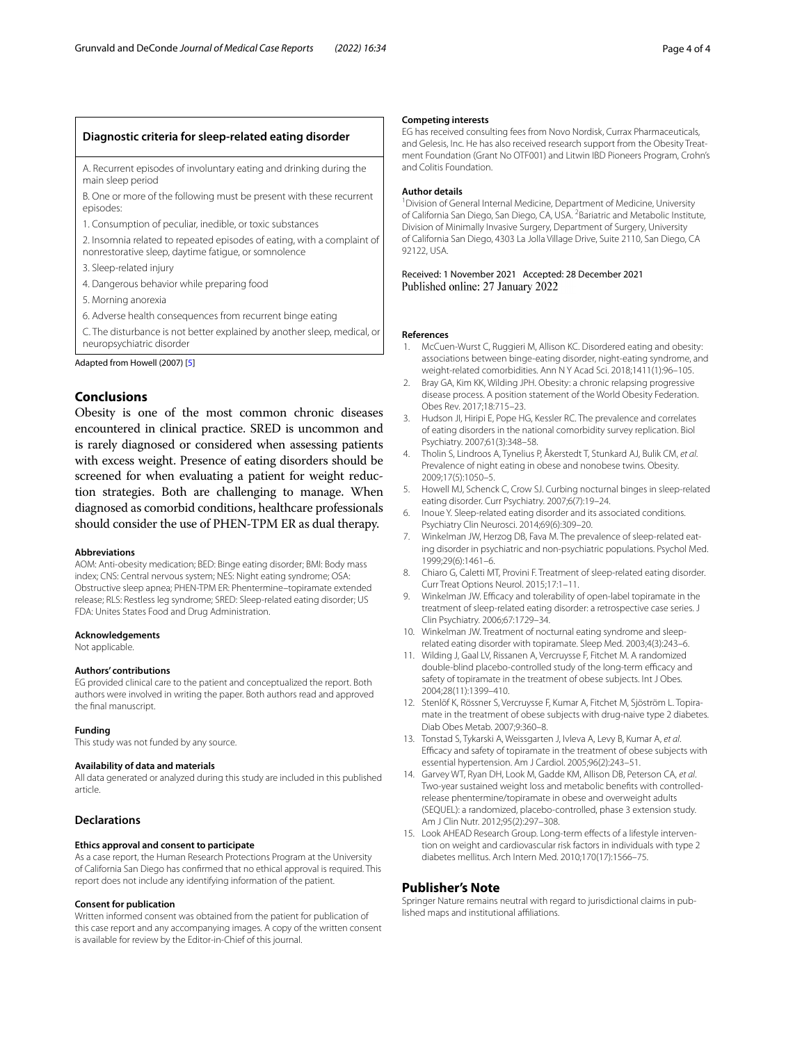**Diagnostic criteria for sleep-related eating disorder**

A. Recurrent episodes of involuntary eating and drinking during the main sleep period

B. One or more of the following must be present with these recurrent episodes:

1. Consumption of peculiar, inedible, or toxic substances
2. Insomnia related to repeated episodes of eating, with a complaint of nonrestorative sleep, daytime fatigue, or somnolence
3. Sleep-related injury
4. Dangerous behavior while preparing food
5. Morning anorexia
6. Adverse health consequences from recurrent binge eating

C. The disturbance is not better explained by another sleep, medical, or neuropsychiatric disorder

Adapted from Howell (2007) [5]

## Conclusions

Obesity is one of the most common chronic diseases encountered in clinical practice. SRED is uncommon and is rarely diagnosed or considered when assessing patients with excess weight. Presence of eating disorders should be screened for when evaluating a patient for weight reduction strategies. Both are challenging to manage. When diagnosed as comorbid conditions, healthcare professionals should consider the use of PHEN-TPM ER as dual therapy.

#### Abbreviations

AOM: Anti-obesity medication; BED: Binge eating disorder; BMI: Body mass index; CNS: Central nervous system; NES: Night eating syndrome; OSA: Obstructive sleep apnea; PHEN-TPM ER: Phentermine–topiramate extended release; RLS: Restless leg syndrome; SRED: Sleep-related eating disorder; US FDA: Unites States Food and Drug Administration.

#### Acknowledgements

Not applicable.

#### Authors' contributions

EG provided clinical care to the patient and conceptualized the report. Both authors were involved in writing the paper. Both authors read and approved the final manuscript.

#### Funding

This study was not funded by any source.

#### Availability of data and materials

All data generated or analyzed during this study are included in this published article.

### Declarations

#### Ethics approval and consent to participate

As a case report, the Human Research Protections Program at the University of California San Diego has confirmed that no ethical approval is required. This report does not include any identifying information of the patient.

#### Consent for publication

Written informed consent was obtained from the patient for publication of this case report and any accompanying images. A copy of the written consent is available for review by the Editor-in-Chief of this journal.

#### Competing interests

EG has received consulting fees from Novo Nordisk, Currax Pharmaceuticals, and Gelesis, Inc. He has also received research support from the Obesity Treatment Foundation (Grant No OTF001) and Litwin IBD Pioneers Program, Crohn's and Colitis Foundation.

#### Author details

[1] Division of General Internal Medicine, Department of Medicine, University of California San Diego, San Diego, CA, USA. [2] Bariatric and Metabolic Institute, Division of Minimally Invasive Surgery, Department of Surgery, University of California San Diego, 4303 La Jolla Village Drive, Suite 2110, San Diego, CA 92122, USA.

Received: 1 November 2021 Accepted: 28 December 2021
Published online: 27 January 2022

#### References

1. McCuen-Wurst C, Ruggieri M, Allison KC. Disordered eating and obesity: associations between binge-eating disorder, night-eating syndrome, and weight-related comorbidities. Ann N Y Acad Sci. 2018;1411(1):96–105.
2. Bray GA, Kim KK, Wilding JPH. Obesity: a chronic relapsing progressive disease process. A position statement of the World Obesity Federation. Obes Rev. 2017;18:715–23.
3. Hudson JI, Hiripi E, Pope HG, Kessler RC. The prevalence and correlates of eating disorders in the national comorbidity survey replication. Biol Psychiatry. 2007;61(3):348–58.
4. Tholin S, Lindroos A, Tynelius P, Åkerstedt T, Stunkard AJ, Bulik CM, *et al*. Prevalence of night eating in obese and nonobese twins. Obesity. 2009;17(5):1050–5.
5. Howell MJ, Schenck C, Crow SJ. Curbing nocturnal binges in sleep-related eating disorder. Curr Psychiatry. 2007;6(7):19–24.
6. Inoue Y. Sleep-related eating disorder and its associated conditions. Psychiatry Clin Neurosci. 2014;69(6):309–20.
7. Winkelman JW, Herzog DB, Fava M. The prevalence of sleep-related eating disorder in psychiatric and non-psychiatric populations. Psychol Med. 1999;29(6):1461–6.
8. Chiaro G, Caletti MT, Provini F. Treatment of sleep-related eating disorder. Curr Treat Options Neurol. 2015;17:1–11.
9. Winkelman JW. Efficacy and tolerability of open-label topiramate in the treatment of sleep-related eating disorder: a retrospective case series. J Clin Psychiatry. 2006;67:1729–34.
10. Winkelman JW. Treatment of nocturnal eating syndrome and sleep-related eating disorder with topiramate. Sleep Med. 2003;4(3):243–6.
11. Wilding J, Gaal LV, Rissanen A, Vercruysse F, Fitchet M. A randomized double-blind placebo-controlled study of the long-term efficacy and safety of topiramate in the treatment of obese subjects. Int J Obes. 2004;28(11):1399–410.
12. Stenlöf K, Rössner S, Vercruysse F, Kumar A, Fitchet M, Sjöström L. Topiramate in the treatment of obese subjects with drug-naive type 2 diabetes. Diab Obes Metab. 2007;9:360–8.
13. Tonstad S, Tykarski A, Weissgarten J, Ivleva A, Levy B, Kumar A, *et al*. Efficacy and safety of topiramate in the treatment of obese subjects with essential hypertension. Am J Cardiol. 2005;96(2):243–51.
14. Garvey WT, Ryan DH, Look M, Gadde KM, Allison DB, Peterson CA, *et al*. Two-year sustained weight loss and metabolic benefits with controlled-release phentermine/topiramate in obese and overweight adults (SEQUEL): a randomized, placebo-controlled, phase 3 extension study. Am J Clin Nutr. 2012;95(2):297–308.
15. Look AHEAD Research Group. Long-term effects of a lifestyle intervention on weight and cardiovascular risk factors in individuals with type 2 diabetes mellitus. Arch Intern Med. 2010;170(17):1566–75.

## Publisher's Note

Springer Nature remains neutral with regard to jurisdictional claims in published maps and institutional affiliations.